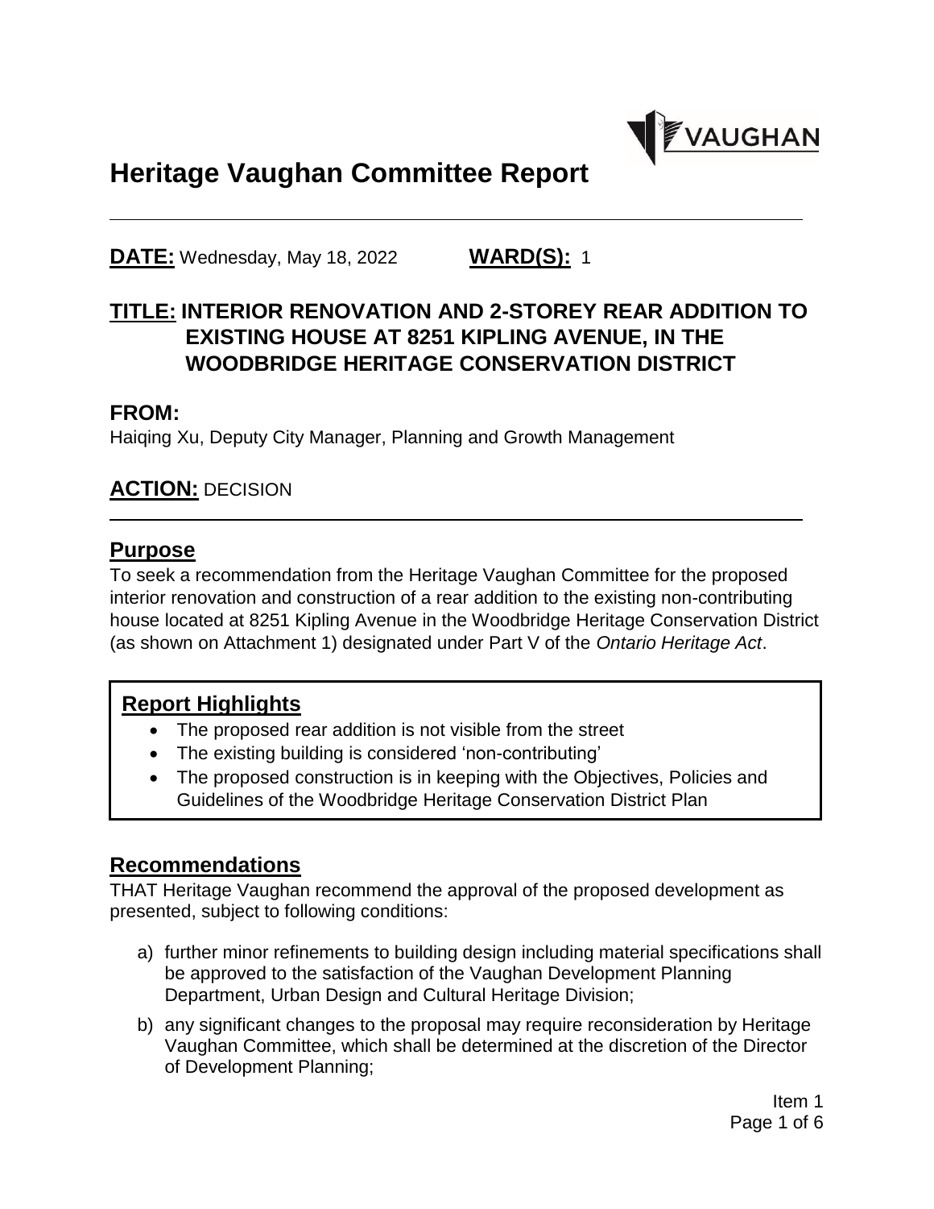# Heritage Vaughan Committee Report

**DATE:** Wednesday, May 18, 2022 **WARD(S):** 1

## TITLE: INTERIOR RENOVATION AND 2-STOREY REAR ADDITION TO EXISTING HOUSE AT 8251 KIPLING AVENUE, IN THE WOODBRIDGE HERITAGE CONSERVATION DISTRICT

**FROM:**

Haiqing Xu, Deputy City Manager, Planning and Growth Management

**ACTION:** DECISION

## Purpose

To seek a recommendation from the Heritage Vaughan Committee for the proposed interior renovation and construction of a rear addition to the existing non-contributing house located at 8251 Kipling Avenue in the Woodbridge Heritage Conservation District (as shown on Attachment 1) designated under Part V of the *Ontario Heritage Act*.

## Report Highlights

- The proposed rear addition is not visible from the street
- The existing building is considered 'non-contributing'
- The proposed construction is in keeping with the Objectives, Policies and Guidelines of the Woodbridge Heritage Conservation District Plan

## Recommendations

THAT Heritage Vaughan recommend the approval of the proposed development as presented, subject to following conditions:

a) further minor refinements to building design including material specifications shall be approved to the satisfaction of the Vaughan Development Planning Department, Urban Design and Cultural Heritage Division;

b) any significant changes to the proposal may require reconsideration by Heritage Vaughan Committee, which shall be determined at the discretion of the Director of Development Planning;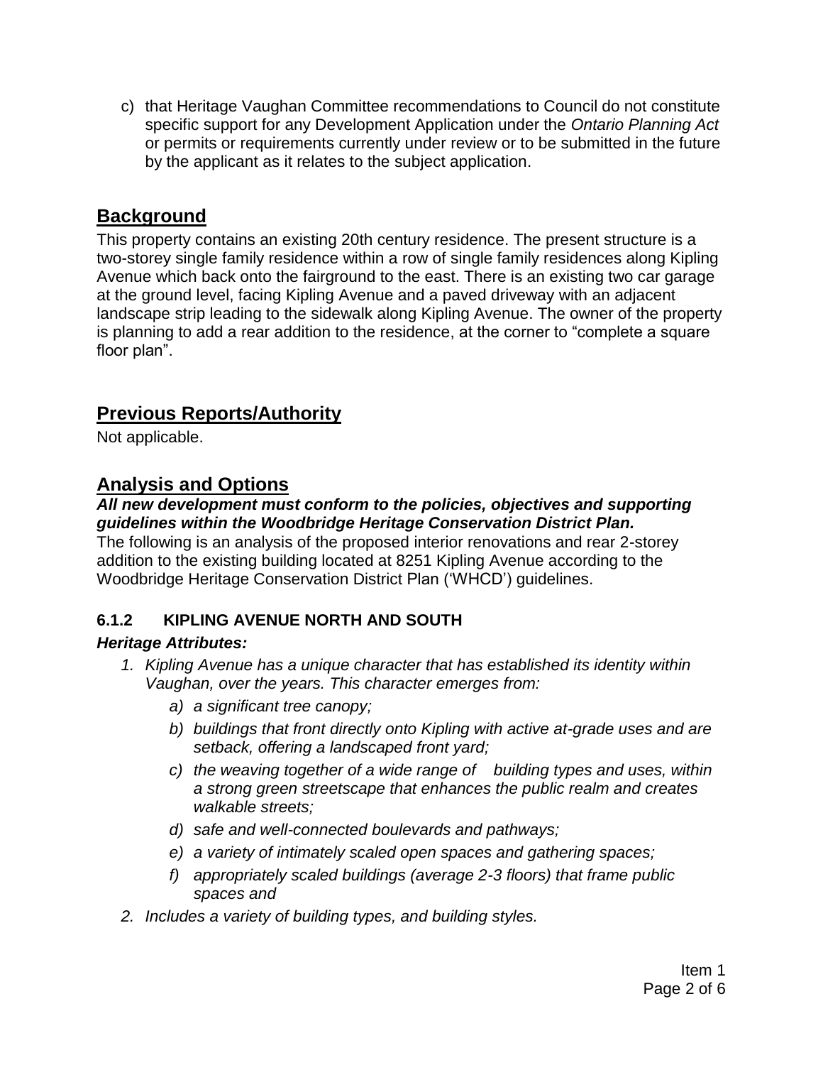c) that Heritage Vaughan Committee recommendations to Council do not constitute specific support for any Development Application under the *Ontario Planning Act* or permits or requirements currently under review or to be submitted in the future by the applicant as it relates to the subject application.

## Background

This property contains an existing 20th century residence. The present structure is a two-storey single family residence within a row of single family residences along Kipling Avenue which back onto the fairground to the east. There is an existing two car garage at the ground level, facing Kipling Avenue and a paved driveway with an adjacent landscape strip leading to the sidewalk along Kipling Avenue. The owner of the property is planning to add a rear addition to the residence, at the corner to "complete a square floor plan".

## Previous Reports/Authority

Not applicable.

## Analysis and Options

***All new development must conform to the policies, objectives and supporting guidelines within the Woodbridge Heritage Conservation District Plan.***

The following is an analysis of the proposed interior renovations and rear 2-storey addition to the existing building located at 8251 Kipling Avenue according to the Woodbridge Heritage Conservation District Plan ('WHCD') guidelines.

### 6.1.2 KIPLING AVENUE NORTH AND SOUTH

***Heritage Attributes:***

1. *Kipling Avenue has a unique character that has established its identity within Vaughan, over the years. This character emerges from:*
   a) *a significant tree canopy;*
   b) *buildings that front directly onto Kipling with active at-grade uses and are setback, offering a landscaped front yard;*
   c) *the weaving together of a wide range of building types and uses, within a strong green streetscape that enhances the public realm and creates walkable streets;*
   d) *safe and well-connected boulevards and pathways;*
   e) *a variety of intimately scaled open spaces and gathering spaces;*
   f) *appropriately scaled buildings (average 2-3 floors) that frame public spaces and*
2. *Includes a variety of building types, and building styles.*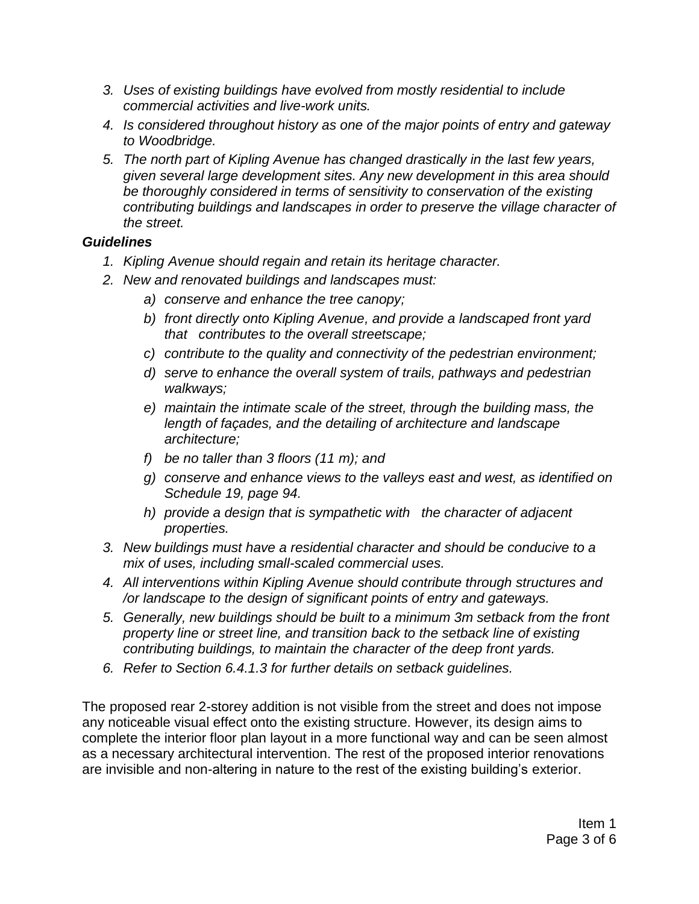3. *Uses of existing buildings have evolved from mostly residential to include commercial activities and live-work units.*
4. *Is considered throughout history as one of the major points of entry and gateway to Woodbridge.*
5. *The north part of Kipling Avenue has changed drastically in the last few years, given several large development sites. Any new development in this area should be thoroughly considered in terms of sensitivity to conservation of the existing contributing buildings and landscapes in order to preserve the village character of the street.*

***Guidelines***

1. *Kipling Avenue should regain and retain its heritage character.*
2. *New and renovated buildings and landscapes must:*
    a) *conserve and enhance the tree canopy;*
    b) *front directly onto Kipling Avenue, and provide a landscaped front yard that contributes to the overall streetscape;*
    c) *contribute to the quality and connectivity of the pedestrian environment;*
    d) *serve to enhance the overall system of trails, pathways and pedestrian walkways;*
    e) *maintain the intimate scale of the street, through the building mass, the length of façades, and the detailing of architecture and landscape architecture;*
    f) *be no taller than 3 floors (11 m); and*
    g) *conserve and enhance views to the valleys east and west, as identified on Schedule 19, page 94.*
    h) *provide a design that is sympathetic with the character of adjacent properties.*
3. *New buildings must have a residential character and should be conducive to a mix of uses, including small-scaled commercial uses.*
4. *All interventions within Kipling Avenue should contribute through structures and /or landscape to the design of significant points of entry and gateways.*
5. *Generally, new buildings should be built to a minimum 3m setback from the front property line or street line, and transition back to the setback line of existing contributing buildings, to maintain the character of the deep front yards.*
6. *Refer to Section 6.4.1.3 for further details on setback guidelines.*

The proposed rear 2-storey addition is not visible from the street and does not impose any noticeable visual effect onto the existing structure. However, its design aims to complete the interior floor plan layout in a more functional way and can be seen almost as a necessary architectural intervention. The rest of the proposed interior renovations are invisible and non-altering in nature to the rest of the existing building's exterior.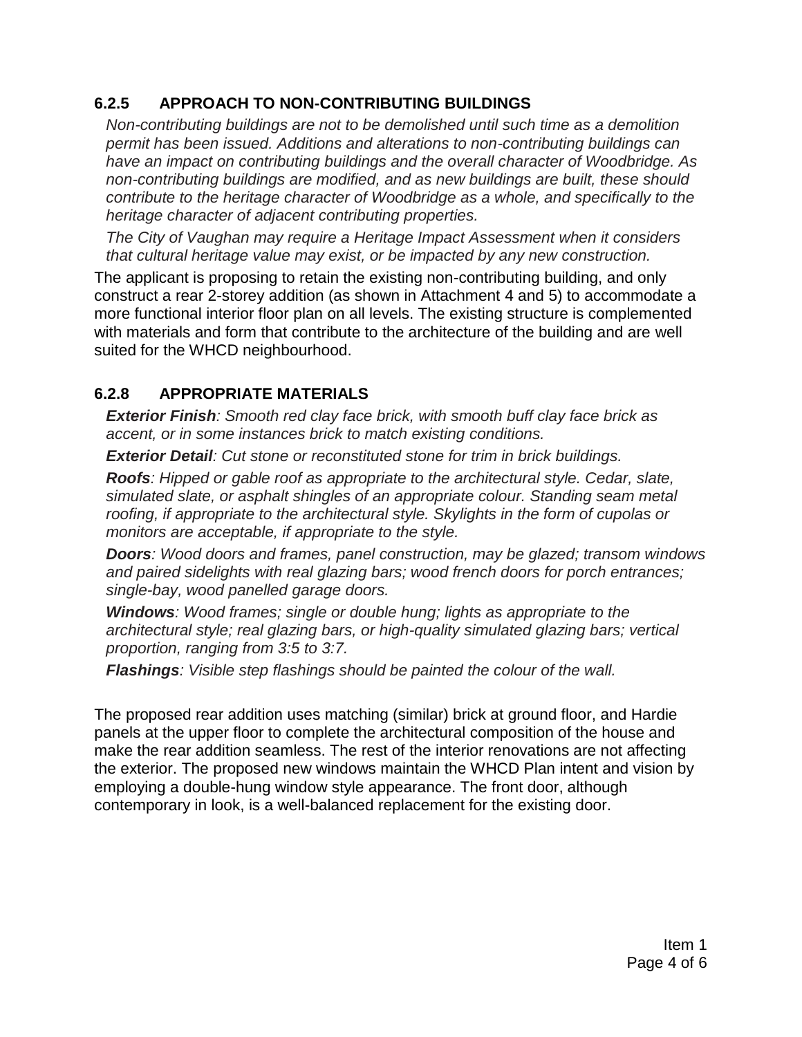### 6.2.5 APPROACH TO NON-CONTRIBUTING BUILDINGS

*Non-contributing buildings are not to be demolished until such time as a demolition permit has been issued. Additions and alterations to non-contributing buildings can have an impact on contributing buildings and the overall character of Woodbridge. As non-contributing buildings are modified, and as new buildings are built, these should contribute to the heritage character of Woodbridge as a whole, and specifically to the heritage character of adjacent contributing properties.*

*The City of Vaughan may require a Heritage Impact Assessment when it considers that cultural heritage value may exist, or be impacted by any new construction.*

The applicant is proposing to retain the existing non-contributing building, and only construct a rear 2-storey addition (as shown in Attachment 4 and 5) to accommodate a more functional interior floor plan on all levels. The existing structure is complemented with materials and form that contribute to the architecture of the building and are well suited for the WHCD neighbourhood.

### 6.2.8 APPROPRIATE MATERIALS

***Exterior Finish**: Smooth red clay face brick, with smooth buff clay face brick as accent, or in some instances brick to match existing conditions.*

***Exterior Detail**: Cut stone or reconstituted stone for trim in brick buildings.*

***Roofs**: Hipped or gable roof as appropriate to the architectural style. Cedar, slate, simulated slate, or asphalt shingles of an appropriate colour. Standing seam metal roofing, if appropriate to the architectural style. Skylights in the form of cupolas or monitors are acceptable, if appropriate to the style.*

***Doors**: Wood doors and frames, panel construction, may be glazed; transom windows and paired sidelights with real glazing bars; wood french doors for porch entrances; single-bay, wood panelled garage doors.*

***Windows**: Wood frames; single or double hung; lights as appropriate to the architectural style; real glazing bars, or high-quality simulated glazing bars; vertical proportion, ranging from 3:5 to 3:7.*

***Flashings**: Visible step flashings should be painted the colour of the wall.*

The proposed rear addition uses matching (similar) brick at ground floor, and Hardie panels at the upper floor to complete the architectural composition of the house and make the rear addition seamless. The rest of the interior renovations are not affecting the exterior. The proposed new windows maintain the WHCD Plan intent and vision by employing a double-hung window style appearance. The front door, although contemporary in look, is a well-balanced replacement for the existing door.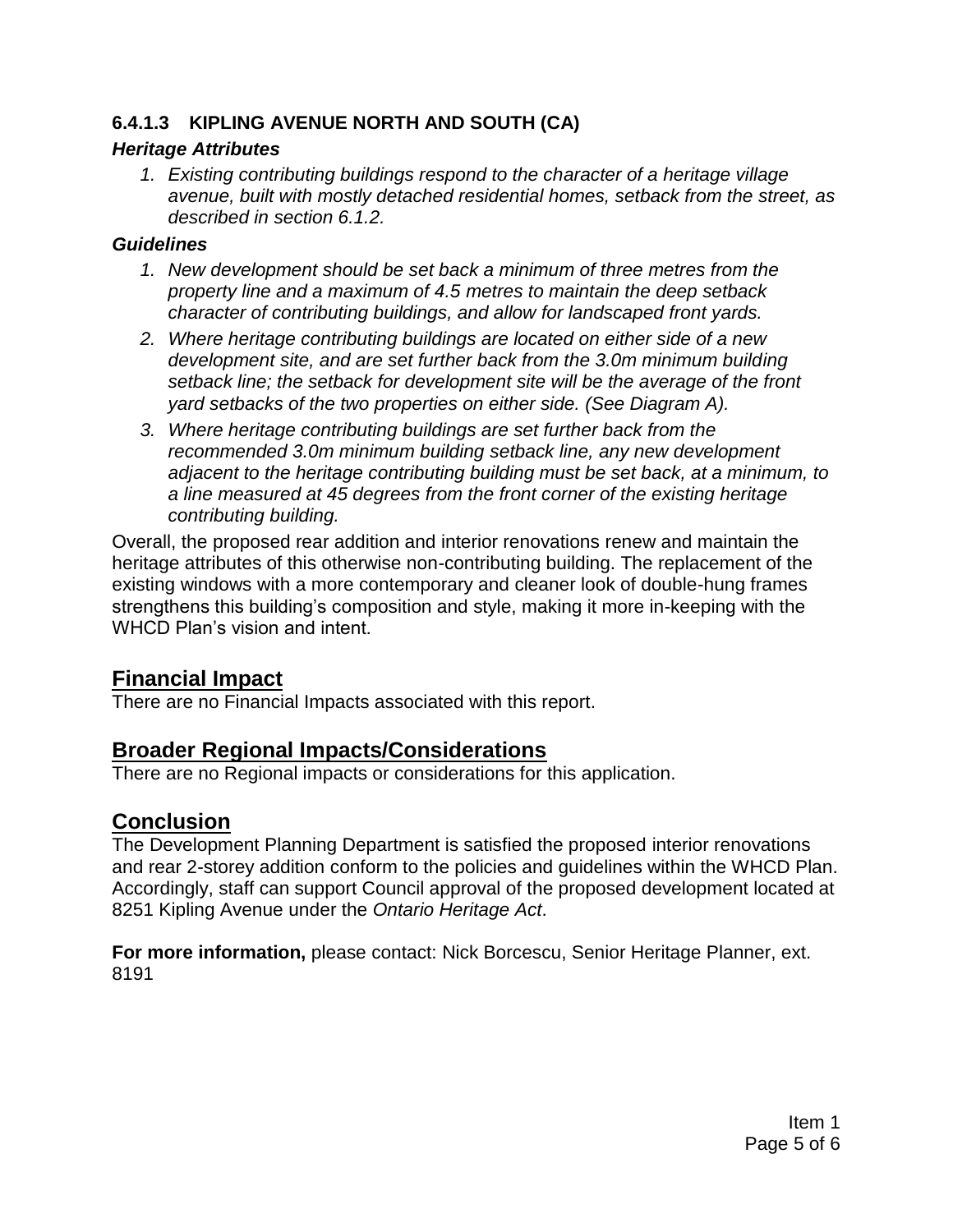### 6.4.1.3 KIPLING AVENUE NORTH AND SOUTH (CA)

***Heritage Attributes***

1. *Existing contributing buildings respond to the character of a heritage village avenue, built with mostly detached residential homes, setback from the street, as described in section 6.1.2.*

***Guidelines***

1. *New development should be set back a minimum of three metres from the property line and a maximum of 4.5 metres to maintain the deep setback character of contributing buildings, and allow for landscaped front yards.*
2. *Where heritage contributing buildings are located on either side of a new development site, and are set further back from the 3.0m minimum building setback line; the setback for development site will be the average of the front yard setbacks of the two properties on either side. (See Diagram A).*
3. *Where heritage contributing buildings are set further back from the recommended 3.0m minimum building setback line, any new development adjacent to the heritage contributing building must be set back, at a minimum, to a line measured at 45 degrees from the front corner of the existing heritage contributing building.*

Overall, the proposed rear addition and interior renovations renew and maintain the heritage attributes of this otherwise non-contributing building. The replacement of the existing windows with a more contemporary and cleaner look of double-hung frames strengthens this building's composition and style, making it more in-keeping with the WHCD Plan's vision and intent.

## Financial Impact

There are no Financial Impacts associated with this report.

## Broader Regional Impacts/Considerations

There are no Regional impacts or considerations for this application.

## Conclusion

The Development Planning Department is satisfied the proposed interior renovations and rear 2-storey addition conform to the policies and guidelines within the WHCD Plan. Accordingly, staff can support Council approval of the proposed development located at 8251 Kipling Avenue under the *Ontario Heritage Act*.

**For more information,** please contact: Nick Borcescu, Senior Heritage Planner, ext. 8191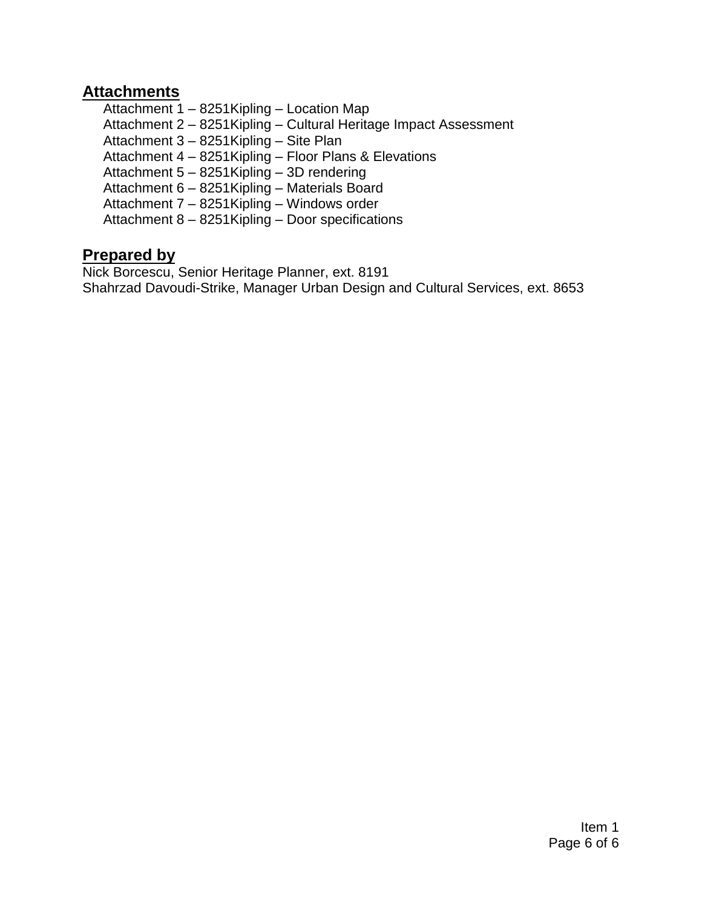## Attachments

- Attachment 1 – 8251Kipling – Location Map
- Attachment 2 – 8251Kipling – Cultural Heritage Impact Assessment
- Attachment 3 – 8251Kipling – Site Plan
- Attachment 4 – 8251Kipling – Floor Plans & Elevations
- Attachment 5 – 8251Kipling – 3D rendering
- Attachment 6 – 8251Kipling – Materials Board
- Attachment 7 – 8251Kipling – Windows order
- Attachment 8 – 8251Kipling – Door specifications

## Prepared by

Nick Borcescu, Senior Heritage Planner, ext. 8191
Shahrzad Davoudi-Strike, Manager Urban Design and Cultural Services, ext. 8653